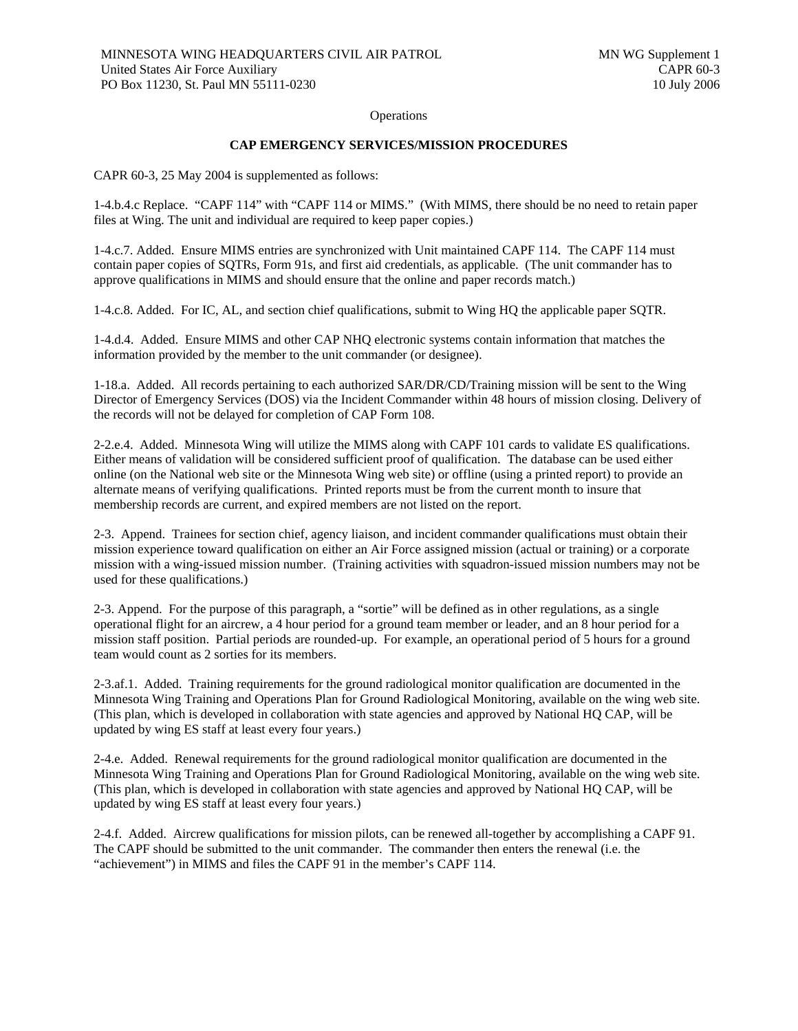MINNESOTA WING HEADQUARTERS CIVIL AIR PATROL
United States Air Force Auxiliary
PO Box 11230, St. Paul MN 55111-0230

MN WG Supplement 1
CAPR 60-3
10 July 2006

Operations

**CAP EMERGENCY SERVICES/MISSION PROCEDURES**

CAPR 60-3, 25 May 2004 is supplemented as follows:

1-4.b.4.c Replace. "CAPF 114" with "CAPF 114 or MIMS." (With MIMS, there should be no need to retain paper files at Wing. The unit and individual are required to keep paper copies.)

1-4.c.7. Added. Ensure MIMS entries are synchronized with Unit maintained CAPF 114. The CAPF 114 must contain paper copies of SQTRs, Form 91s, and first aid credentials, as applicable. (The unit commander has to approve qualifications in MIMS and should ensure that the online and paper records match.)

1-4.c.8. Added. For IC, AL, and section chief qualifications, submit to Wing HQ the applicable paper SQTR.

1-4.d.4. Added. Ensure MIMS and other CAP NHQ electronic systems contain information that matches the information provided by the member to the unit commander (or designee).

1-18.a. Added. All records pertaining to each authorized SAR/DR/CD/Training mission will be sent to the Wing Director of Emergency Services (DOS) via the Incident Commander within 48 hours of mission closing. Delivery of the records will not be delayed for completion of CAP Form 108.

2-2.e.4. Added. Minnesota Wing will utilize the MIMS along with CAPF 101 cards to validate ES qualifications. Either means of validation will be considered sufficient proof of qualification. The database can be used either online (on the National web site or the Minnesota Wing web site) or offline (using a printed report) to provide an alternate means of verifying qualifications. Printed reports must be from the current month to insure that membership records are current, and expired members are not listed on the report.

2-3. Append. Trainees for section chief, agency liaison, and incident commander qualifications must obtain their mission experience toward qualification on either an Air Force assigned mission (actual or training) or a corporate mission with a wing-issued mission number. (Training activities with squadron-issued mission numbers may not be used for these qualifications.)

2-3. Append. For the purpose of this paragraph, a "sortie" will be defined as in other regulations, as a single operational flight for an aircrew, a 4 hour period for a ground team member or leader, and an 8 hour period for a mission staff position. Partial periods are rounded-up. For example, an operational period of 5 hours for a ground team would count as 2 sorties for its members.

2-3.af.1. Added. Training requirements for the ground radiological monitor qualification are documented in the Minnesota Wing Training and Operations Plan for Ground Radiological Monitoring, available on the wing web site. (This plan, which is developed in collaboration with state agencies and approved by National HQ CAP, will be updated by wing ES staff at least every four years.)

2-4.e. Added. Renewal requirements for the ground radiological monitor qualification are documented in the Minnesota Wing Training and Operations Plan for Ground Radiological Monitoring, available on the wing web site. (This plan, which is developed in collaboration with state agencies and approved by National HQ CAP, will be updated by wing ES staff at least every four years.)

2-4.f. Added. Aircrew qualifications for mission pilots, can be renewed all-together by accomplishing a CAPF 91. The CAPF should be submitted to the unit commander. The commander then enters the renewal (i.e. the "achievement") in MIMS and files the CAPF 91 in the member's CAPF 114.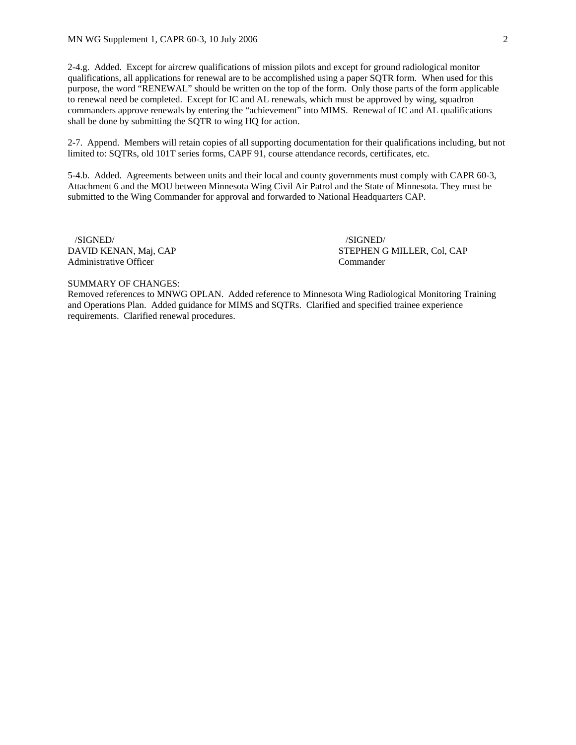2-4.g. Added. Except for aircrew qualifications of mission pilots and except for ground radiological monitor qualifications, all applications for renewal are to be accomplished using a paper SQTR form. When used for this purpose, the word "RENEWAL" should be written on the top of the form. Only those parts of the form applicable to renewal need be completed. Except for IC and AL renewals, which must be approved by wing, squadron commanders approve renewals by entering the "achievement" into MIMS. Renewal of IC and AL qualifications shall be done by submitting the SQTR to wing HQ for action.

2-7. Append. Members will retain copies of all supporting documentation for their qualifications including, but not limited to: SQTRs, old 101T series forms, CAPF 91, course attendance records, certificates, etc.

5-4.b. Added. Agreements between units and their local and county governments must comply with CAPR 60-3, Attachment 6 and the MOU between Minnesota Wing Civil Air Patrol and the State of Minnesota. They must be submitted to the Wing Commander for approval and forwarded to National Headquarters CAP.

/SIGNED/
DAVID KENAN, Maj, CAP
Administrative Officer

/SIGNED/
STEPHEN G MILLER, Col, CAP
Commander

SUMMARY OF CHANGES:
Removed references to MNWG OPLAN. Added reference to Minnesota Wing Radiological Monitoring Training and Operations Plan. Added guidance for MIMS and SQTRs. Clarified and specified trainee experience requirements. Clarified renewal procedures.